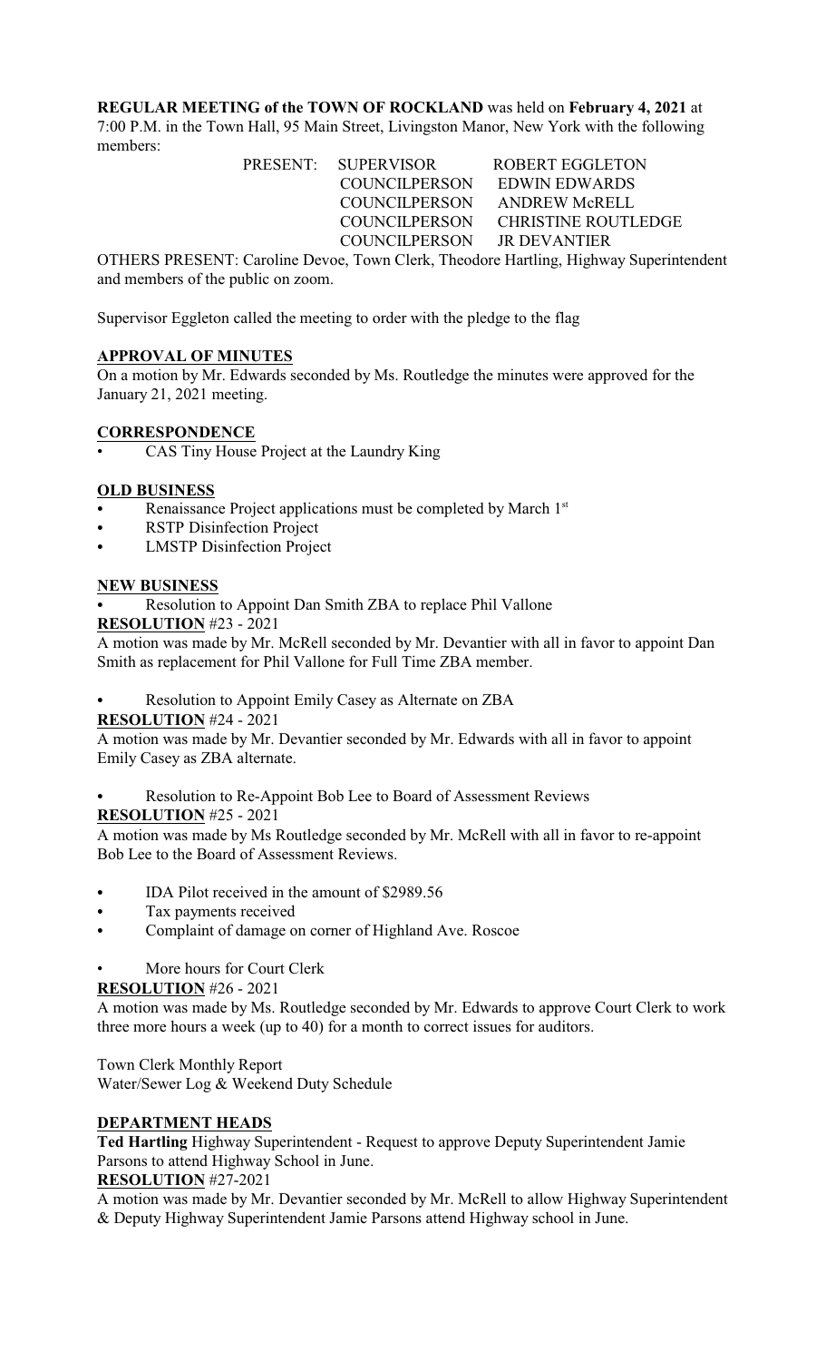**REGULAR MEETING of the TOWN OF ROCKLAND** was held on **February 4, 2021** at 7:00 P.M. in the Town Hall, 95 Main Street, Livingston Manor, New York with the following members:

| | | |
|---|---|---|
| PRESENT: | SUPERVISOR | ROBERT EGGLETON |
| | COUNCILPERSON | EDWIN EDWARDS |
| | COUNCILPERSON | ANDREW McRELL |
| | COUNCILPERSON | CHRISTINE ROUTLEDGE |
| | COUNCILPERSON | JR DEVANTIER |

OTHERS PRESENT: Caroline Devoe, Town Clerk, Theodore Hartling, Highway Superintendent and members of the public on zoom.

Supervisor Eggleton called the meeting to order with the pledge to the flag

## APPROVAL OF MINUTES

On a motion by Mr. Edwards seconded by Ms. Routledge the minutes were approved for the January 21, 2021 meeting.

## CORRESPONDENCE

- CAS Tiny House Project at the Laundry King

## OLD BUSINESS

- Renaissance Project applications must be completed by March 1st
- RSTP Disinfection Project
- LMSTP Disinfection Project

## NEW BUSINESS

- Resolution to Appoint Dan Smith ZBA to replace Phil Vallone

**RESOLUTION** #23 - 2021

A motion was made by Mr. McRell seconded by Mr. Devantier with all in favor to appoint Dan Smith as replacement for Phil Vallone for Full Time ZBA member.

- Resolution to Appoint Emily Casey as Alternate on ZBA

**RESOLUTION** #24 - 2021

A motion was made by Mr. Devantier seconded by Mr. Edwards with all in favor to appoint Emily Casey as ZBA alternate.

- Resolution to Re-Appoint Bob Lee to Board of Assessment Reviews

**RESOLUTION** #25 - 2021

A motion was made by Ms Routledge seconded by Mr. McRell with all in favor to re-appoint Bob Lee to the Board of Assessment Reviews.

- IDA Pilot received in the amount of $2989.56
- Tax payments received
- Complaint of damage on corner of Highland Ave. Roscoe
- More hours for Court Clerk

**RESOLUTION** #26 - 2021

A motion was made by Ms. Routledge seconded by Mr. Edwards to approve Court Clerk to work three more hours a week (up to 40) for a month to correct issues for auditors.

Town Clerk Monthly Report

Water/Sewer Log & Weekend Duty Schedule

## DEPARTMENT HEADS

**Ted Hartling** Highway Superintendent - Request to approve Deputy Superintendent Jamie Parsons to attend Highway School in June.

**RESOLUTION** #27-2021

A motion was made by Mr. Devantier seconded by Mr. McRell to allow Highway Superintendent & Deputy Highway Superintendent Jamie Parsons attend Highway school in June.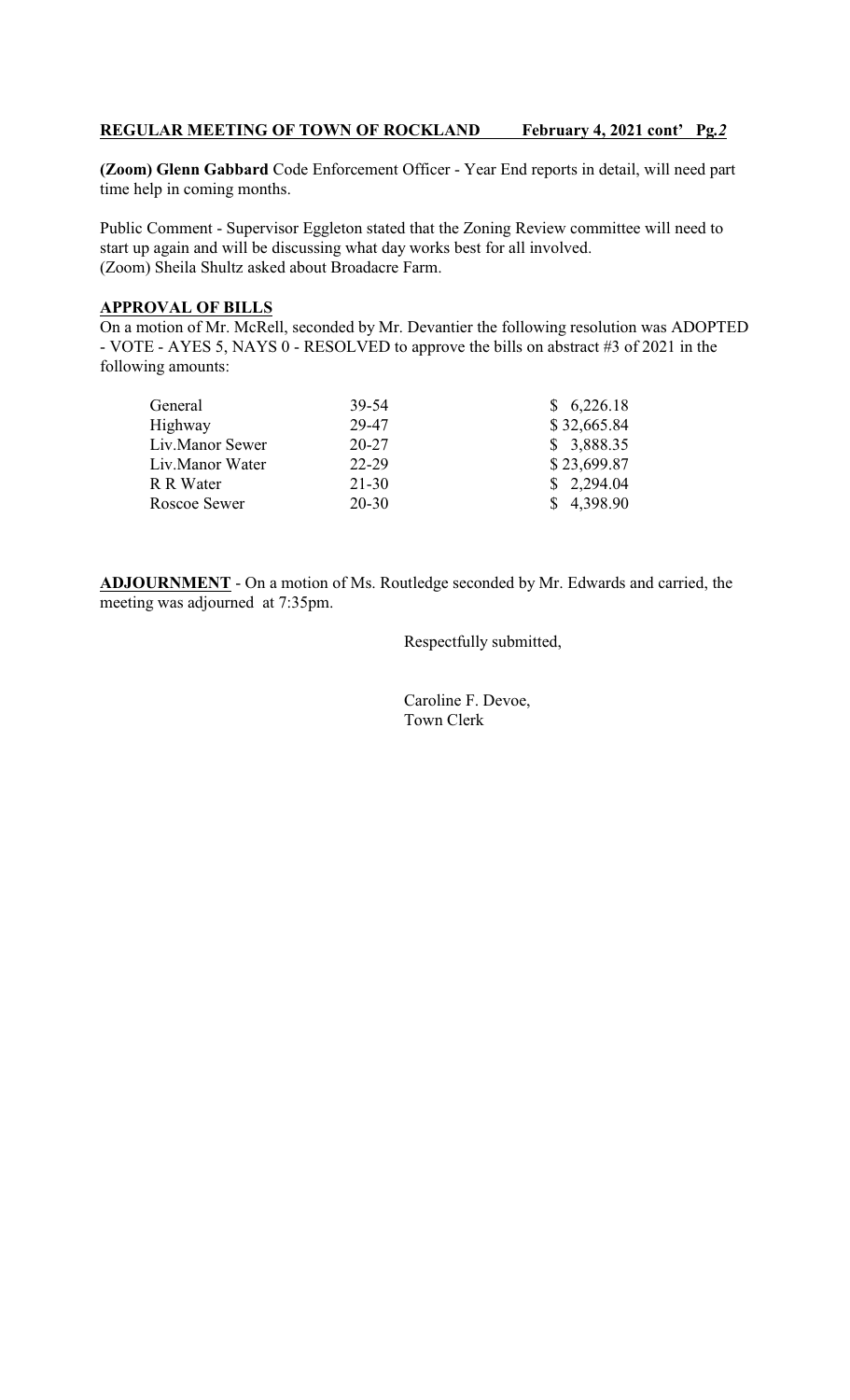**(Zoom) Glenn Gabbard** Code Enforcement Officer - Year End reports in detail, will need part time help in coming months.

Public Comment - Supervisor Eggleton stated that the Zoning Review committee will need to start up again and will be discussing what day works best for all involved.
(Zoom) Sheila Shultz asked about Broadacre Farm.

## APPROVAL OF BILLS

On a motion of Mr. McRell, seconded by Mr. Devantier the following resolution was ADOPTED - VOTE - AYES 5, NAYS 0 - RESOLVED to approve the bills on abstract #3 of 2021 in the following amounts:

| | | |
|---|---|---|
| General | 39-54 | $ 6,226.18 |
| Highway | 29-47 | $ 32,665.84 |
| Liv.Manor Sewer | 20-27 | $ 3,888.35 |
| Liv.Manor Water | 22-29 | $ 23,699.87 |
| R R Water | 21-30 | $ 2,294.04 |
| Roscoe Sewer | 20-30 | $ 4,398.90 |

**ADJOURNMENT** - On a motion of Ms. Routledge seconded by Mr. Edwards and carried, the meeting was adjourned at 7:35pm.

Respectfully submitted,

Caroline F. Devoe,
Town Clerk